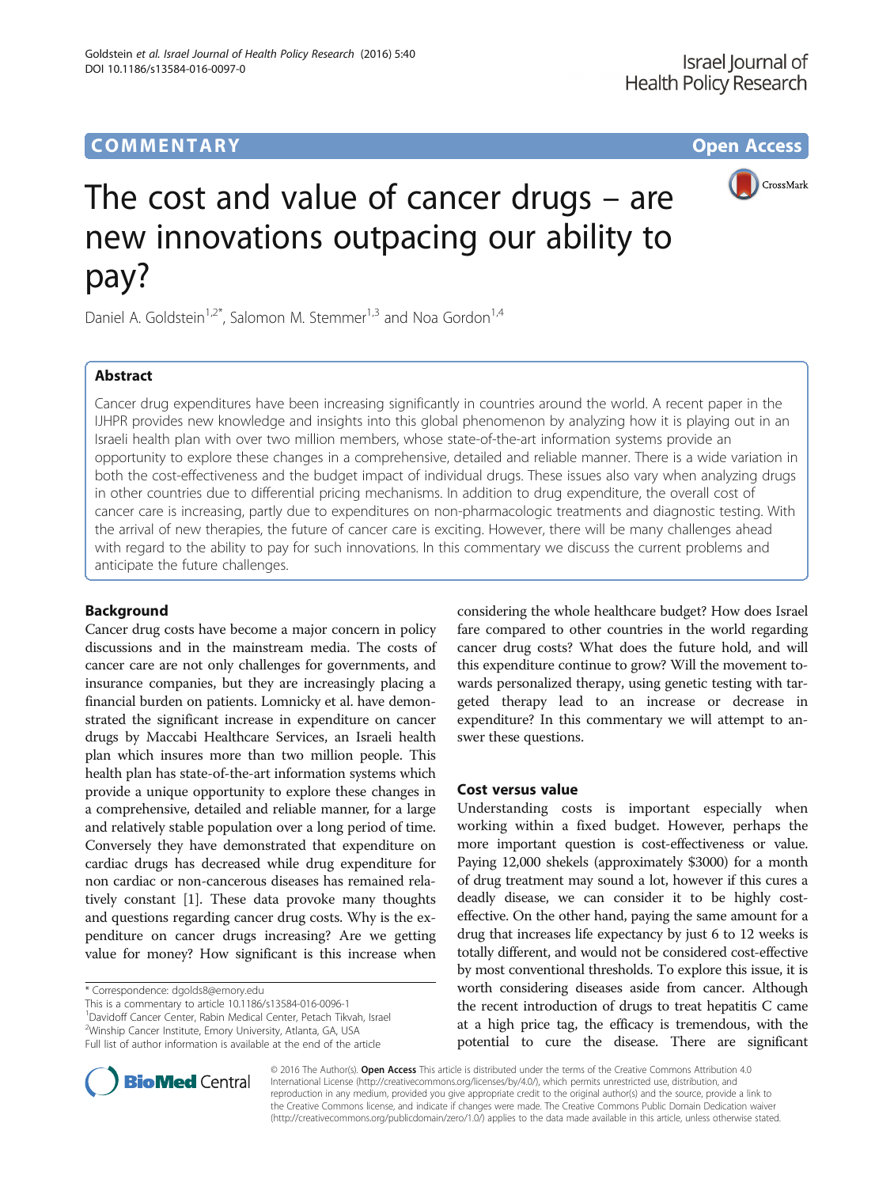COMMENTARY Open Access

# The cost and value of cancer drugs – are new innovations outpacing our ability to pay?

Daniel A. Goldstein[1,2*], Salomon M. Stemmer[1,3] and Noa Gordon[1,4]

## Abstract

Cancer drug expenditures have been increasing significantly in countries around the world. A recent paper in the IJHPR provides new knowledge and insights into this global phenomenon by analyzing how it is playing out in an Israeli health plan with over two million members, whose state-of-the-art information systems provide an opportunity to explore these changes in a comprehensive, detailed and reliable manner. There is a wide variation in both the cost-effectiveness and the budget impact of individual drugs. These issues also vary when analyzing drugs in other countries due to differential pricing mechanisms. In addition to drug expenditure, the overall cost of cancer care is increasing, partly due to expenditures on non-pharmacologic treatments and diagnostic testing. With the arrival of new therapies, the future of cancer care is exciting. However, there will be many challenges ahead with regard to the ability to pay for such innovations. In this commentary we discuss the current problems and anticipate the future challenges.

## Background

Cancer drug costs have become a major concern in policy discussions and in the mainstream media. The costs of cancer care are not only challenges for governments, and insurance companies, but they are increasingly placing a financial burden on patients. Lomnicky et al. have demonstrated the significant increase in expenditure on cancer drugs by Maccabi Healthcare Services, an Israeli health plan which insures more than two million people. This health plan has state-of-the-art information systems which provide a unique opportunity to explore these changes in a comprehensive, detailed and reliable manner, for a large and relatively stable population over a long period of time. Conversely they have demonstrated that expenditure on cardiac drugs has decreased while drug expenditure for non cardiac or non-cancerous diseases has remained relatively constant [1]. These data provoke many thoughts and questions regarding cancer drug costs. Why is the expenditure on cancer drugs increasing? Are we getting value for money? How significant is this increase when considering the whole healthcare budget? How does Israel fare compared to other countries in the world regarding cancer drug costs? What does the future hold, and will this expenditure continue to grow? Will the movement towards personalized therapy, using genetic testing with targeted therapy lead to an increase or decrease in expenditure? In this commentary we will attempt to answer these questions.

## Cost versus value

Understanding costs is important especially when working within a fixed budget. However, perhaps the more important question is cost-effectiveness or value. Paying 12,000 shekels (approximately $3000) for a month of drug treatment may sound a lot, however if this cures a deadly disease, we can consider it to be highly cost-effective. On the other hand, paying the same amount for a drug that increases life expectancy by just 6 to 12 weeks is totally different, and would not be considered cost-effective by most conventional thresholds. To explore this issue, it is worth considering diseases aside from cancer. Although the recent introduction of drugs to treat hepatitis C came at a high price tag, the efficacy is tremendous, with the potential to cure the disease. There are significant

\* Correspondence: dgolds8@emory.edu

This is a commentary to article 10.1186/s13584-016-0096-1

[1]Davidoff Cancer Center, Rabin Medical Center, Petach Tikvah, Israel

[2]Winship Cancer Institute, Emory University, Atlanta, GA, USA

Full list of author information is available at the end of the article

© 2016 The Author(s). Open Access This article is distributed under the terms of the Creative Commons Attribution 4.0 International License (http://creativecommons.org/licenses/by/4.0/), which permits unrestricted use, distribution, and reproduction in any medium, provided you give appropriate credit to the original author(s) and the source, provide a link to the Creative Commons license, and indicate if changes were made. The Creative Commons Public Domain Dedication waiver (http://creativecommons.org/publicdomain/zero/1.0/) applies to the data made available in this article, unless otherwise stated.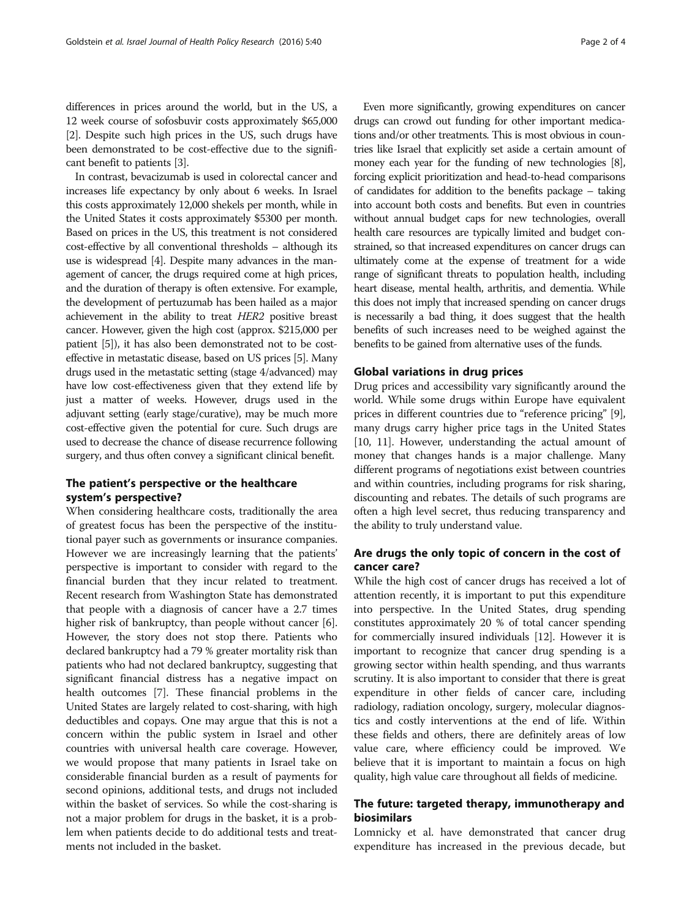differences in prices around the world, but in the US, a 12 week course of sofosbuvir costs approximately $65,000 [2]. Despite such high prices in the US, such drugs have been demonstrated to be cost-effective due to the significant benefit to patients [3].

In contrast, bevacizumab is used in colorectal cancer and increases life expectancy by only about 6 weeks. In Israel this costs approximately 12,000 shekels per month, while in the United States it costs approximately $5300 per month. Based on prices in the US, this treatment is not considered cost-effective by all conventional thresholds – although its use is widespread [4]. Despite many advances in the management of cancer, the drugs required come at high prices, and the duration of therapy is often extensive. For example, the development of pertuzumab has been hailed as a major achievement in the ability to treat *HER2* positive breast cancer. However, given the high cost (approx. $215,000 per patient [5]), it has also been demonstrated not to be cost-effective in metastatic disease, based on US prices [5]. Many drugs used in the metastatic setting (stage 4/advanced) may have low cost-effectiveness given that they extend life by just a matter of weeks. However, drugs used in the adjuvant setting (early stage/curative), may be much more cost-effective given the potential for cure. Such drugs are used to decrease the chance of disease recurrence following surgery, and thus often convey a significant clinical benefit.

## The patient's perspective or the healthcare system's perspective?

When considering healthcare costs, traditionally the area of greatest focus has been the perspective of the institutional payer such as governments or insurance companies. However we are increasingly learning that the patients' perspective is important to consider with regard to the financial burden that they incur related to treatment. Recent research from Washington State has demonstrated that people with a diagnosis of cancer have a 2.7 times higher risk of bankruptcy, than people without cancer [6]. However, the story does not stop there. Patients who declared bankruptcy had a 79 % greater mortality risk than patients who had not declared bankruptcy, suggesting that significant financial distress has a negative impact on health outcomes [7]. These financial problems in the United States are largely related to cost-sharing, with high deductibles and copays. One may argue that this is not a concern within the public system in Israel and other countries with universal health care coverage. However, we would propose that many patients in Israel take on considerable financial burden as a result of payments for second opinions, additional tests, and drugs not included within the basket of services. So while the cost-sharing is not a major problem for drugs in the basket, it is a problem when patients decide to do additional tests and treatments not included in the basket.

Even more significantly, growing expenditures on cancer drugs can crowd out funding for other important medications and/or other treatments. This is most obvious in countries like Israel that explicitly set aside a certain amount of money each year for the funding of new technologies [8], forcing explicit prioritization and head-to-head comparisons of candidates for addition to the benefits package – taking into account both costs and benefits. But even in countries without annual budget caps for new technologies, overall health care resources are typically limited and budget constrained, so that increased expenditures on cancer drugs can ultimately come at the expense of treatment for a wide range of significant threats to population health, including heart disease, mental health, arthritis, and dementia. While this does not imply that increased spending on cancer drugs is necessarily a bad thing, it does suggest that the health benefits of such increases need to be weighed against the benefits to be gained from alternative uses of the funds.

## Global variations in drug prices

Drug prices and accessibility vary significantly around the world. While some drugs within Europe have equivalent prices in different countries due to "reference pricing" [9], many drugs carry higher price tags in the United States [10, 11]. However, understanding the actual amount of money that changes hands is a major challenge. Many different programs of negotiations exist between countries and within countries, including programs for risk sharing, discounting and rebates. The details of such programs are often a high level secret, thus reducing transparency and the ability to truly understand value.

## Are drugs the only topic of concern in the cost of cancer care?

While the high cost of cancer drugs has received a lot of attention recently, it is important to put this expenditure into perspective. In the United States, drug spending constitutes approximately 20 % of total cancer spending for commercially insured individuals [12]. However it is important to recognize that cancer drug spending is a growing sector within health spending, and thus warrants scrutiny. It is also important to consider that there is great expenditure in other fields of cancer care, including radiology, radiation oncology, surgery, molecular diagnostics and costly interventions at the end of life. Within these fields and others, there are definitely areas of low value care, where efficiency could be improved. We believe that it is important to maintain a focus on high quality, high value care throughout all fields of medicine.

## The future: targeted therapy, immunotherapy and biosimilars

Lomnicky et al. have demonstrated that cancer drug expenditure has increased in the previous decade, but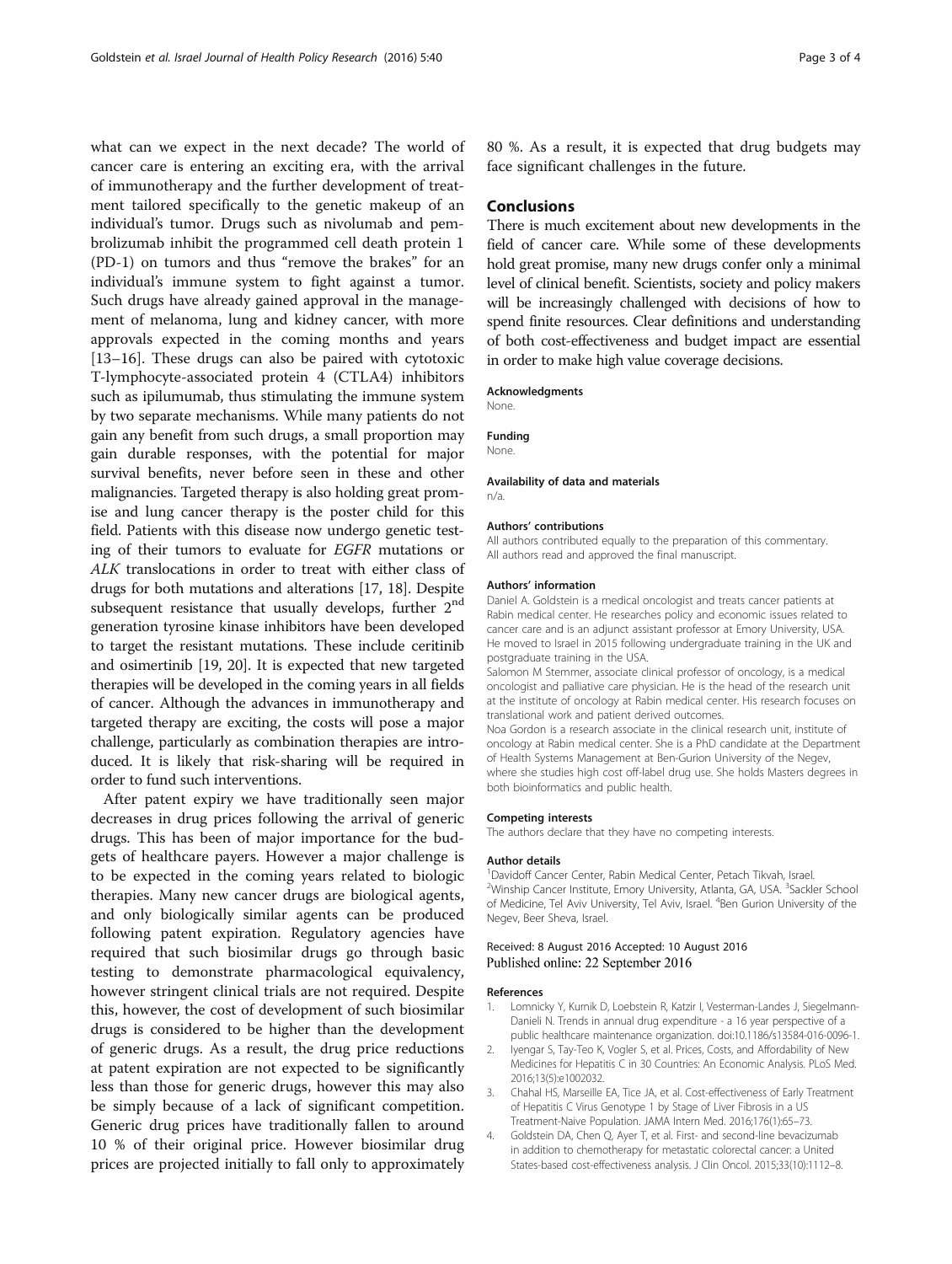what can we expect in the next decade? The world of cancer care is entering an exciting era, with the arrival of immunotherapy and the further development of treatment tailored specifically to the genetic makeup of an individual's tumor. Drugs such as nivolumab and pembrolizumab inhibit the programmed cell death protein 1 (PD-1) on tumors and thus "remove the brakes" for an individual's immune system to fight against a tumor. Such drugs have already gained approval in the management of melanoma, lung and kidney cancer, with more approvals expected in the coming months and years [13–16]. These drugs can also be paired with cytotoxic T-lymphocyte-associated protein 4 (CTLA4) inhibitors such as ipilumumab, thus stimulating the immune system by two separate mechanisms. While many patients do not gain any benefit from such drugs, a small proportion may gain durable responses, with the potential for major survival benefits, never before seen in these and other malignancies. Targeted therapy is also holding great promise and lung cancer therapy is the poster child for this field. Patients with this disease now undergo genetic testing of their tumors to evaluate for *EGFR* mutations or *ALK* translocations in order to treat with either class of drugs for both mutations and alterations [17, 18]. Despite subsequent resistance that usually develops, further 2nd generation tyrosine kinase inhibitors have been developed to target the resistant mutations. These include ceritinib and osimertinib [19, 20]. It is expected that new targeted therapies will be developed in the coming years in all fields of cancer. Although the advances in immunotherapy and targeted therapy are exciting, the costs will pose a major challenge, particularly as combination therapies are introduced. It is likely that risk-sharing will be required in order to fund such interventions.

After patent expiry we have traditionally seen major decreases in drug prices following the arrival of generic drugs. This has been of major importance for the budgets of healthcare payers. However a major challenge is to be expected in the coming years related to biologic therapies. Many new cancer drugs are biological agents, and only biologically similar agents can be produced following patent expiration. Regulatory agencies have required that such biosimilar drugs go through basic testing to demonstrate pharmacological equivalency, however stringent clinical trials are not required. Despite this, however, the cost of development of such biosimilar drugs is considered to be higher than the development of generic drugs. As a result, the drug price reductions at patent expiration are not expected to be significantly less than those for generic drugs, however this may also be simply because of a lack of significant competition. Generic drug prices have traditionally fallen to around 10 % of their original price. However biosimilar drug prices are projected initially to fall only to approximately 80 %. As a result, it is expected that drug budgets may face significant challenges in the future.

## Conclusions

There is much excitement about new developments in the field of cancer care. While some of these developments hold great promise, many new drugs confer only a minimal level of clinical benefit. Scientists, society and policy makers will be increasingly challenged with decisions of how to spend finite resources. Clear definitions and understanding of both cost-effectiveness and budget impact are essential in order to make high value coverage decisions.

#### Acknowledgments

None.

#### Funding

None.

#### Availability of data and materials

n/a.

#### Authors' contributions

All authors contributed equally to the preparation of this commentary. All authors read and approved the final manuscript.

#### Authors' information

Daniel A. Goldstein is a medical oncologist and treats cancer patients at Rabin medical center. He researches policy and economic issues related to cancer care and is an adjunct assistant professor at Emory University, USA. He moved to Israel in 2015 following undergraduate training in the UK and postgraduate training in the USA.

Salomon M Stemmer, associate clinical professor of oncology, is a medical oncologist and palliative care physician. He is the head of the research unit at the institute of oncology at Rabin medical center. His research focuses on translational work and patient derived outcomes.

Noa Gordon is a research associate in the clinical research unit, institute of oncology at Rabin medical center. She is a PhD candidate at the Department of Health Systems Management at Ben-Gurion University of the Negev, where she studies high cost off-label drug use. She holds Masters degrees in both bioinformatics and public health.

#### Competing interests

The authors declare that they have no competing interests.

#### Author details

[1]Davidoff Cancer Center, Rabin Medical Center, Petach Tikvah, Israel. [2]Winship Cancer Institute, Emory University, Atlanta, GA, USA. [3]Sackler School of Medicine, Tel Aviv University, Tel Aviv, Israel. [4]Ben Gurion University of the Negev, Beer Sheva, Israel.

Received: 8 August 2016 Accepted: 10 August 2016
Published online: 22 September 2016

#### References

1. Lomnicky Y, Kurnik D, Loebstein R, Katzir I, Vesterman-Landes J, Siegelmann-Danieli N. Trends in annual drug expenditure - a 16 year perspective of a public healthcare maintenance organization. doi:10.1186/s13584-016-0096-1.
2. Iyengar S, Tay-Teo K, Vogler S, et al. Prices, Costs, and Affordability of New Medicines for Hepatitis C in 30 Countries: An Economic Analysis. PLoS Med. 2016;13(5):e1002032.
3. Chahal HS, Marseille EA, Tice JA, et al. Cost-effectiveness of Early Treatment of Hepatitis C Virus Genotype 1 by Stage of Liver Fibrosis in a US Treatment-Naive Population. JAMA Intern Med. 2016;176(1):65–73.
4. Goldstein DA, Chen Q, Ayer T, et al. First- and second-line bevacizumab in addition to chemotherapy for metastatic colorectal cancer: a United States-based cost-effectiveness analysis. J Clin Oncol. 2015;33(10):1112–8.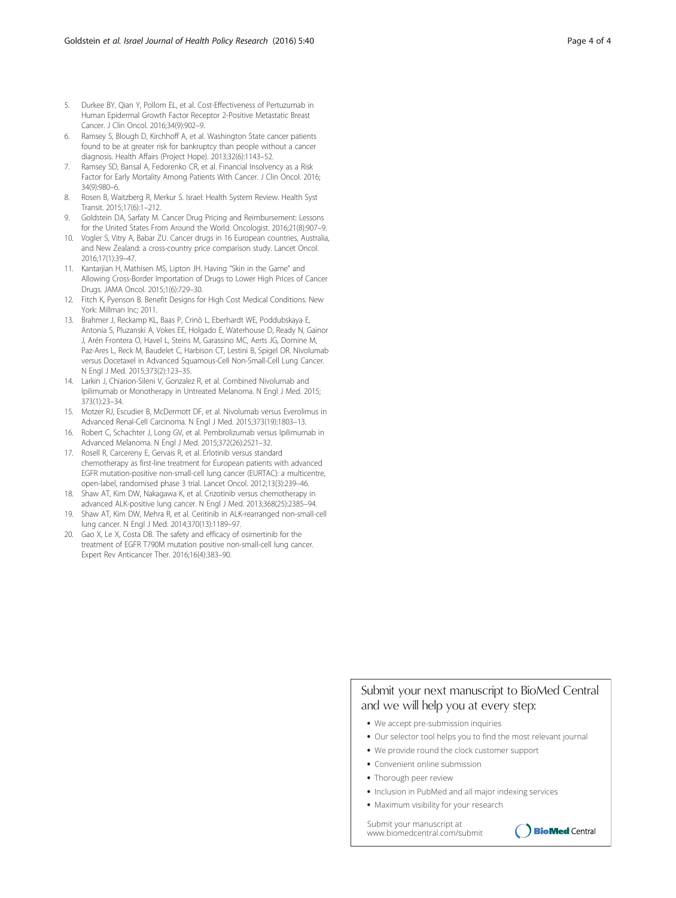5. Durkee BY, Qian Y, Pollom EL, et al. Cost-Effectiveness of Pertuzumab in Human Epidermal Growth Factor Receptor 2-Positive Metastatic Breast Cancer. J Clin Oncol. 2016;34(9):902–9.
6. Ramsey S, Blough D, Kirchhoff A, et al. Washington State cancer patients found to be at greater risk for bankruptcy than people without a cancer diagnosis. Health Affairs (Project Hope). 2013;32(6):1143–52.
7. Ramsey SD, Bansal A, Fedorenko CR, et al. Financial Insolvency as a Risk Factor for Early Mortality Among Patients With Cancer. J Clin Oncol. 2016; 34(9):980–6.
8. Rosen B, Waitzberg R, Merkur S. Israel: Health System Review. Health Syst Transit. 2015;17(6):1–212.
9. Goldstein DA, Sarfaty M. Cancer Drug Pricing and Reimbursement: Lessons for the United States From Around the World. Oncologist. 2016;21(8):907–9.
10. Vogler S, Vitry A, Babar ZU. Cancer drugs in 16 European countries, Australia, and New Zealand: a cross-country price comparison study. Lancet Oncol. 2016;17(1):39–47.
11. Kantarjian H, Mathisen MS, Lipton JH. Having "Skin in the Game" and Allowing Cross-Border Importation of Drugs to Lower High Prices of Cancer Drugs. JAMA Oncol. 2015;1(6):729–30.
12. Fitch K, Pyenson B. Benefit Designs for High Cost Medical Conditions. New York: Millman Inc; 2011.
13. Brahmer J, Reckamp KL, Baas P, Crinò L, Eberhardt WE, Poddubskaya E, Antonia S, Pluzanski A, Vokes EE, Holgado E, Waterhouse D, Ready N, Gainor J, Arén Frontera O, Havel L, Steins M, Garassino MC, Aerts JG, Domine M, Paz-Ares L, Reck M, Baudelet C, Harbison CT, Lestini B, Spigel DR. Nivolumab versus Docetaxel in Advanced Squamous-Cell Non-Small-Cell Lung Cancer. N Engl J Med. 2015;373(2):123–35.
14. Larkin J, Chiarion-Sileni V, Gonzalez R, et al. Combined Nivolumab and Ipilimumab or Monotherapy in Untreated Melanoma. N Engl J Med. 2015; 373(1):23–34.
15. Motzer RJ, Escudier B, McDermott DF, et al. Nivolumab versus Everolimus in Advanced Renal-Cell Carcinoma. N Engl J Med. 2015;373(19):1803–13.
16. Robert C, Schachter J, Long GV, et al. Pembrolizumab versus Ipilimumab in Advanced Melanoma. N Engl J Med. 2015;372(26):2521–32.
17. Rosell R, Carcereny E, Gervais R, et al. Erlotinib versus standard chemotherapy as first-line treatment for European patients with advanced EGFR mutation-positive non-small-cell lung cancer (EURTAC): a multicentre, open-label, randomised phase 3 trial. Lancet Oncol. 2012;13(3):239–46.
18. Shaw AT, Kim DW, Nakagawa K, et al. Crizotinib versus chemotherapy in advanced ALK-positive lung cancer. N Engl J Med. 2013;368(25):2385–94.
19. Shaw AT, Kim DW, Mehra R, et al. Ceritinib in ALK-rearranged non-small-cell lung cancer. N Engl J Med. 2014;370(13):1189–97.
20. Gao X, Le X, Costa DB. The safety and efficacy of osimertinib for the treatment of EGFR T790M mutation positive non-small-cell lung cancer. Expert Rev Anticancer Ther. 2016;16(4):383–90.

Submit your next manuscript to BioMed Central and we will help you at every step:

- We accept pre-submission inquiries
- Our selector tool helps you to find the most relevant journal
- We provide round the clock customer support
- Convenient online submission
- Thorough peer review
- Inclusion in PubMed and all major indexing services
- Maximum visibility for your research

Submit your manuscript at www.biomedcentral.com/submit

BioMed Central